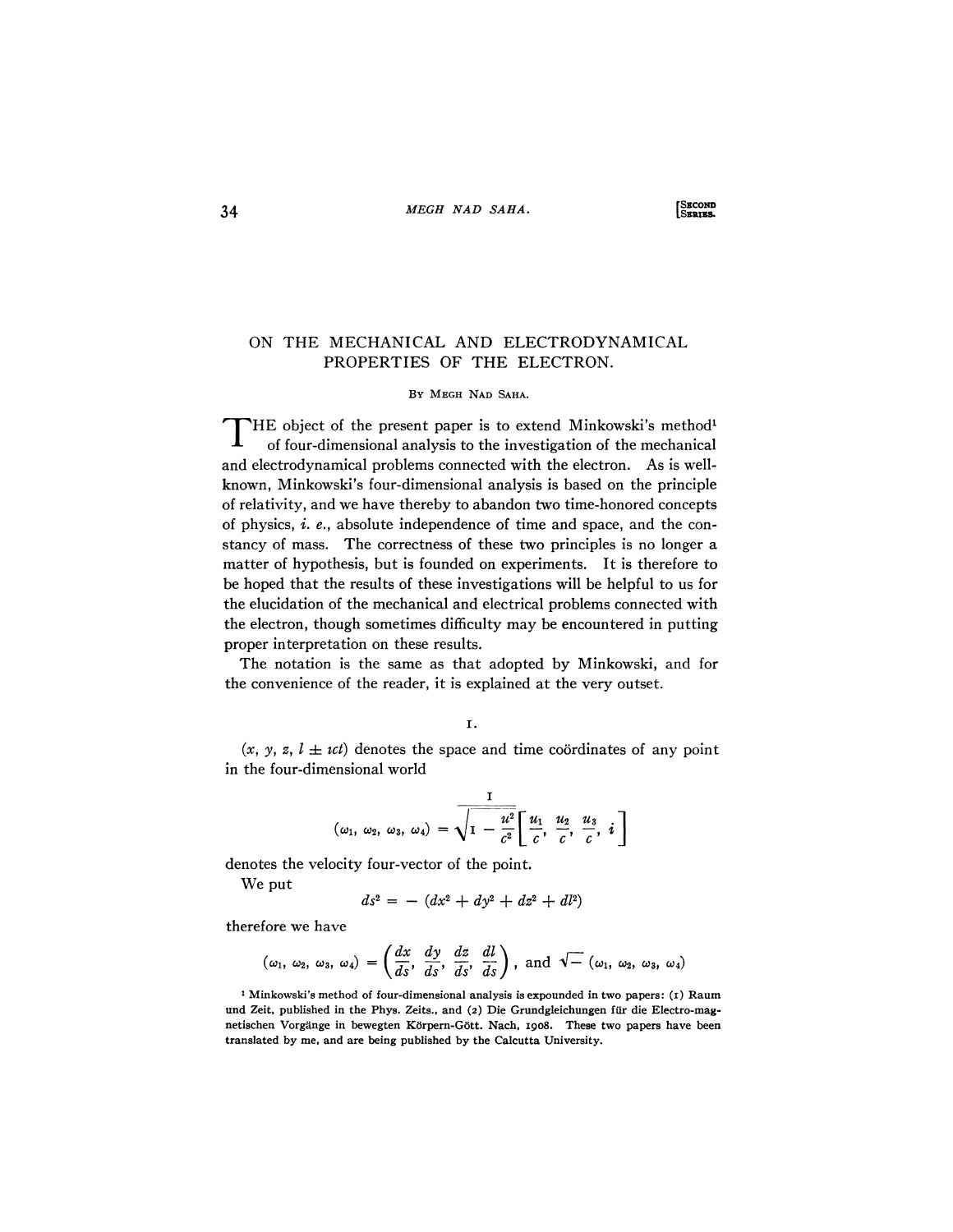# ON THE MECHANICAL AND ELECTRODYNAMICAL PROPERTIES OF THE ELECTRON.

By Megh Nad Saha.

The object of the present paper is to extend Minkowski's method[1] of four-dimensional analysis to the investigation of the mechanical and electrodynamical problems connected with the electron. As is well-known, Minkowski's four-dimensional analysis is based on the principle of relativity, and we have thereby to abandon two time-honored concepts of physics, *i. e.*, absolute independence of time and space, and the constancy of mass. The correctness of these two principles is no longer a matter of hypothesis, but is founded on experiments. It is therefore to be hoped that the results of these investigations will be helpful to us for the elucidation of the mechanical and electrical problems connected with the electron, though sometimes difficulty may be encountered in putting proper interpretation on these results.

The notation is the same as that adopted by Minkowski, and for the convenience of the reader, it is explained at the very outset.

## I.

$(x, y, z, l \pm \iota ct)$ denotes the space and time coördinates of any point in the four-dimensional world

$$(\omega_1, \omega_2, \omega_3, \omega_4) = \frac{1}{\sqrt{1 - \frac{u^2}{c^2}}}\left[\frac{u_1}{c}, \frac{u_2}{c}, \frac{u_3}{c}, i\right]$$

denotes the velocity four-vector of the point.

We put

$$ds^2 = -(dx^2 + dy^2 + dz^2 + dl^2)$$

therefore we have

$$(\omega_1, \omega_2, \omega_3, \omega_4) = \left(\frac{dx}{ds}, \frac{dy}{ds}, \frac{dz}{ds}, \frac{dl}{ds}\right), \text{ and } \sqrt{-}\,(\omega_1, \omega_2, \omega_3, \omega_4)$$

[1] Minkowski's method of four-dimensional analysis is expounded in two papers: (1) Raum und Zeit, published in the Phys. Zeits., and (2) Die Grundgleichungen für die Electro-magnetischen Vorgänge in bewegten Körpern-Gött. Nach, 1908. These two papers have been translated by me, and are being published by the Calcutta University.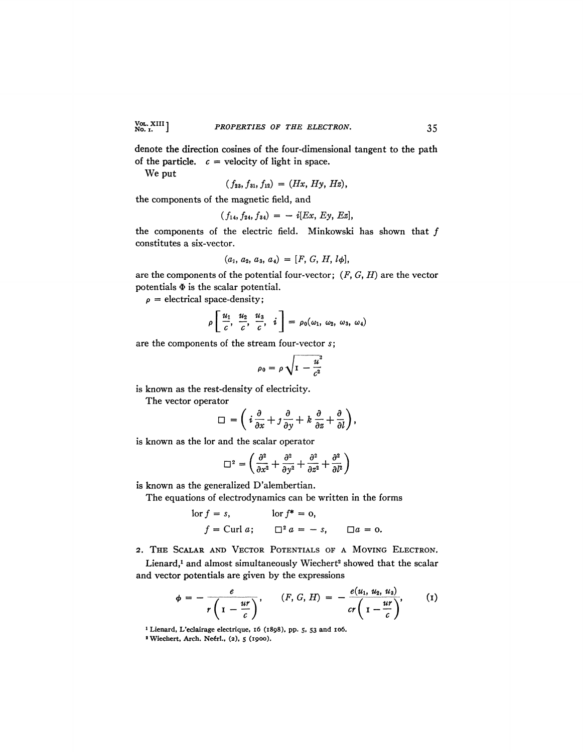denote the direction cosines of the four-dimensional tangent to the path of the particle. $c$ = velocity of light in space.

We put

$$(f_{23}, f_{31}, f_{12}) = (Hx, Hy, Hz),$$

the components of the magnetic field, and

$$(f_{14}, f_{24}, f_{34}) = -i[Ex, Ey, Ez],$$

the components of the electric field. Minkowski has shown that $f$ constitutes a six-vector.

$$(a_1, a_2, a_3, a_4) = [F, G, H, l\phi],$$

are the components of the potential four-vector; $(F, G, H)$ are the vector potentials $\Phi$ is the scalar potential.

$\rho$ = electrical space-density;

$$\rho\left[\frac{u_1}{c}, \frac{u_2}{c}, \frac{u_3}{c}, i\right] = \rho_0(\omega_1, \omega_2, \omega_3, \omega_4)$$

are the components of the stream four-vector $s$;

$$\rho_0 = \rho\sqrt{1 - \frac{u^2}{c^2}}$$

is known as the rest-density of electricity.

The vector operator

$$\square = \left(i\frac{\partial}{\partial x} + j\frac{\partial}{\partial y} + k\frac{\partial}{\partial z} + \frac{\partial}{\partial l}\right),$$

is known as the lor and the scalar operator

$$\square^2 = \left(\frac{\partial^2}{\partial x^2} + \frac{\partial^2}{\partial y^2} + \frac{\partial^2}{\partial z^2} + \frac{\partial^2}{\partial l^2}\right)$$

is known as the generalized D'alembertian.

The equations of electrodynamics can be written in the forms

$$\text{lor} f = s, \qquad \text{lor} f^* = 0,$$

$$f = \text{Curl}\, a; \qquad \square^2 a = -s, \qquad \square a = 0.$$

## 2. The Scalar and Vector Potentials of a Moving Electron.

Lienard,[1] and almost simultaneously Wiechert[2] showed that the scalar and vector potentials are given by the expressions

$$\phi = -\frac{e}{r\left(1 - \frac{ur}{c}\right)}, \qquad (F, G, H) = -\frac{e(u_1, u_2, u_3)}{cr\left(1 - \frac{ur}{c}\right)}, \tag{1}$$

[1] Lienard, L'eclairage electrique, 16 (1898), pp. 5, 53 and 106.

[2] Wiechert, Arch. Neérl., (2), 5 (1900).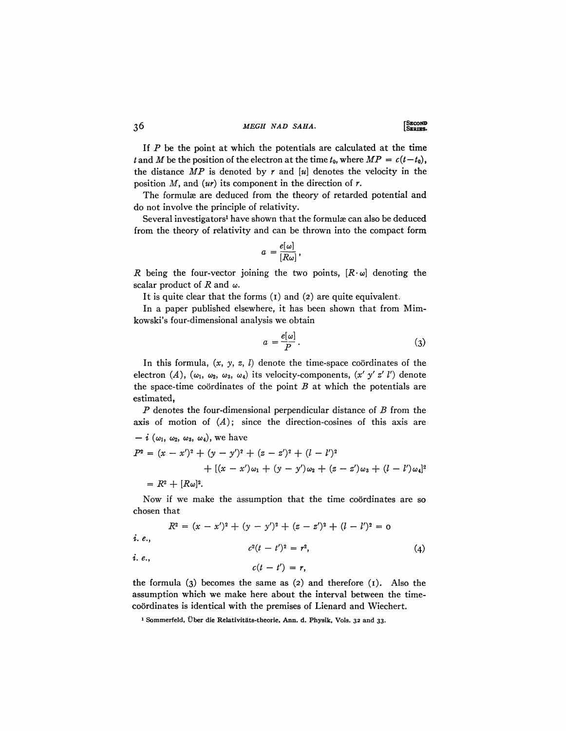If $P$ be the point at which the potentials are calculated at the time $t$ and $M$ be the position of the electron at the time $t_0$, where $MP = c(t-t_0)$, the distance $MP$ is denoted by $r$ and $[u]$ denotes the velocity in the position $M$, and $(ur)$ its component in the direction of $r$.

The formulæ are deduced from the theory of retarded potential and do not involve the principle of relativity.

Several investigators[1] have shown that the formulæ can also be deduced from the theory of relativity and can be thrown into the compact form

$$a = \frac{e[\omega]}{[R\omega]},$$

$R$ being the four-vector joining the two points, $[R \cdot \omega]$ denoting the scalar product of $R$ and $\omega$.

It is quite clear that the forms (1) and (2) are quite equivalent.

In a paper published elsewhere, it has been shown that from Mimkowski's four-dimensional analysis we obtain

$$a = \frac{e[\omega]}{P}. \tag{3}$$

In this formula, $(x, y, z, l)$ denote the time-space coördinates of the electron $(A)$, $(\omega_1, \omega_2, \omega_3, \omega_4)$ its velocity-components, $(x' \, y' \, z' \, l')$ denote the space-time coördinates of the point $B$ at which the potentials are estimated,

$P$ denotes the four-dimensional perpendicular distance of $B$ from the axis of motion of $(A)$; since the direction-cosines of this axis are $- i \, (\omega_1, \omega_2, \omega_3, \omega_4)$, we have

$$\begin{aligned} P^2 &= (x-x')^2 + (y-y')^2 + (z-z')^2 + (l-l')^2 \\ &\qquad + [(x-x')\omega_1 + (y-y')\omega_2 + (z-z')\omega_3 + (l-l')\omega_4]^2 \\ &= R^2 + [R\omega]^2. \end{aligned}$$

Now if we make the assumption that the time coördinates are so chosen that

$$R^2 = (x-x')^2 + (y-y')^2 + (z-z')^2 + (l-l')^2 = 0$$

*i. e.*,

$$c^2(t-t')^2 = r^2, \tag{4}$$

*i. e.*,

$$c(t-t') = r,$$

the formula (3) becomes the same as (2) and therefore (1). Also the assumption which we make here about the interval between the time-coördinates is identical with the premises of Lienard and Wiechert.

[1] Sommerfeld, Über die Relativitäts-theorie, Ann. d. Physik, Vols. 32 and 33.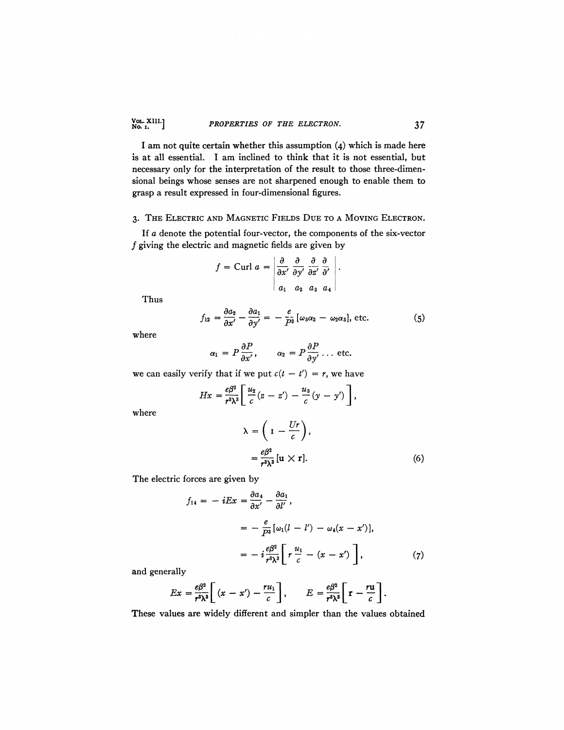I am not quite certain whether this assumption (4) which is made here is at all essential. I am inclined to think that it is not essential, but necessary only for the interpretation of the result to those three-dimensional beings whose senses are not sharpened enough to enable them to grasp a result expressed in four-dimensional figures.

## 3. The Electric and Magnetic Fields Due to a Moving Electron.

If $a$ denote the potential four-vector, the components of the six-vector $f$ giving the electric and magnetic fields are given by

$$f = \text{Curl } a = \begin{vmatrix} \dfrac{\partial}{\partial x'} & \dfrac{\partial}{\partial y'} & \dfrac{\partial}{\partial z'} & \dfrac{\partial}{\partial'} \\ a_1 & a_2 & a_3 & a_4 \end{vmatrix}.$$

Thus

$$f_{12} = \frac{\partial a_2}{\partial x'} - \frac{\partial a_1}{\partial y'} = -\frac{e}{P^3}[\omega_3\alpha_2 - \omega_2\alpha_3], \text{ etc.} \tag{5}$$

where

$$\alpha_1 = P\frac{\partial P}{\partial x'}, \qquad \alpha_2 = P\frac{\partial P}{\partial y'} \dots \text{ etc.}$$

we can easily verify that if we put $c(t - t') = r$, we have

$$Hx = \frac{e\beta^2}{r^3\lambda^3}\left[\frac{u_2}{c}(z - z') - \frac{u_3}{c}(y - y')\right],$$

where

$$\lambda = \left(1 - \frac{Ur}{c}\right),$$

$$= \frac{e\beta^2}{r^3\lambda^3}[\mathbf{u} \times \mathbf{r}]. \tag{6}$$

The electric forces are given by

$$f_{14} = -iEx = \frac{\partial a_4}{\partial x'} - \frac{\partial a_1}{\partial l'},$$

$$= -\frac{e}{P^3}[\omega_1(l - l') - \omega_4(x - x')],$$

$$= -i\frac{e\beta^2}{r^3\lambda^3}\left[r\frac{u_1}{c} - (x - x')\right], \tag{7}$$

and generally

$$Ex = \frac{e\beta^2}{r^3\lambda^3}\left[(x - x') - \frac{ru_1}{c}\right], \qquad E = \frac{e\beta^2}{r^3\lambda^3}\left[\mathbf{r} - \frac{r\mathbf{u}}{c}\right].$$

These values are widely different and simpler than the values obtained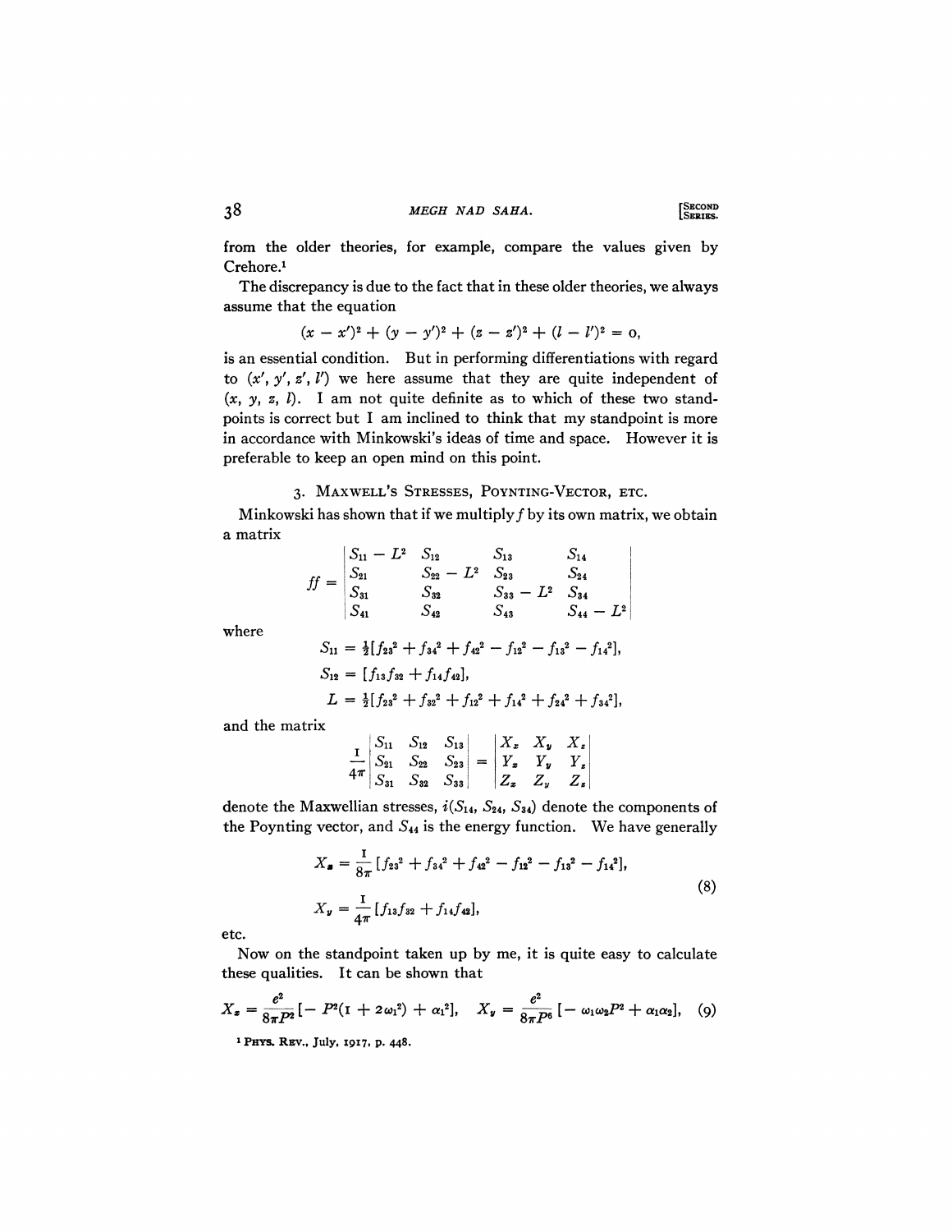from the older theories, for example, compare the values given by Crehore.[1]

The discrepancy is due to the fact that in these older theories, we always assume that the equation

$$(x - x')^2 + (y - y')^2 + (z - z')^2 + (l - l')^2 = 0,$$

is an essential condition. But in performing differentiations with regard to $(x', y', z', l')$ we here assume that they are quite independent of $(x, y, z, l)$. I am not quite definite as to which of these two standpoints is correct but I am inclined to think that my standpoint is more in accordance with Minkowski's ideas of time and space. However it is preferable to keep an open mind on this point.

### 3. Maxwell's Stresses, Poynting-Vector, etc.

Minkowski has shown that if we multiply $f$ by its own matrix, we obtain a matrix

$$ff = \begin{vmatrix} S_{11} - L^2 & S_{12} & S_{13} & S_{14} \\ S_{21} & S_{22} - L^2 & S_{23} & S_{24} \\ S_{31} & S_{32} & S_{33} - L^2 & S_{34} \\ S_{41} & S_{42} & S_{43} & S_{44} - L^2 \end{vmatrix}$$

where

$$S_{11} = \tfrac{1}{2}[f_{23}^2 + f_{34}^2 + f_{42}^2 - f_{12}^2 - f_{13}^2 - f_{14}^2],$$

$$S_{12} = [f_{13}f_{32} + f_{14}f_{42}],$$

$$L = \tfrac{1}{2}[f_{23}^2 + f_{32}^2 + f_{12}^2 + f_{14}^2 + f_{24}^2 + f_{34}^2],$$

and the matrix

$$\frac{1}{4\pi}\begin{vmatrix} S_{11} & S_{12} & S_{13} \\ S_{21} & S_{22} & S_{23} \\ S_{31} & S_{32} & S_{33} \end{vmatrix} = \begin{vmatrix} X_x & X_y & X_z \\ Y_x & Y_y & Y_z \\ Z_x & Z_y & Z_z \end{vmatrix}$$

denote the Maxwellian stresses, $i(S_{14}, S_{24}, S_{34})$ denote the components of the Poynting vector, and $S_{44}$ is the energy function. We have generally

$$\begin{aligned} X_x &= \frac{1}{8\pi}[f_{23}^2 + f_{34}^2 + f_{42}^2 - f_{12}^2 - f_{13}^2 - f_{14}^2], \\ X_y &= \frac{1}{4\pi}[f_{13}f_{32} + f_{14}f_{42}], \end{aligned} \tag{8}$$

etc.

Now on the standpoint taken up by me, it is quite easy to calculate these qualities. It can be shown that

$$X_x = \frac{e^2}{8\pi P^2}[- P^2(1 + 2\omega_1^2) + \alpha_1^2], \quad X_y = \frac{e^2}{8\pi P^6}[- \omega_1\omega_2 P^2 + \alpha_1\alpha_2], \tag{9}$$

[1] Phys. Rev., July, 1917, p. 448.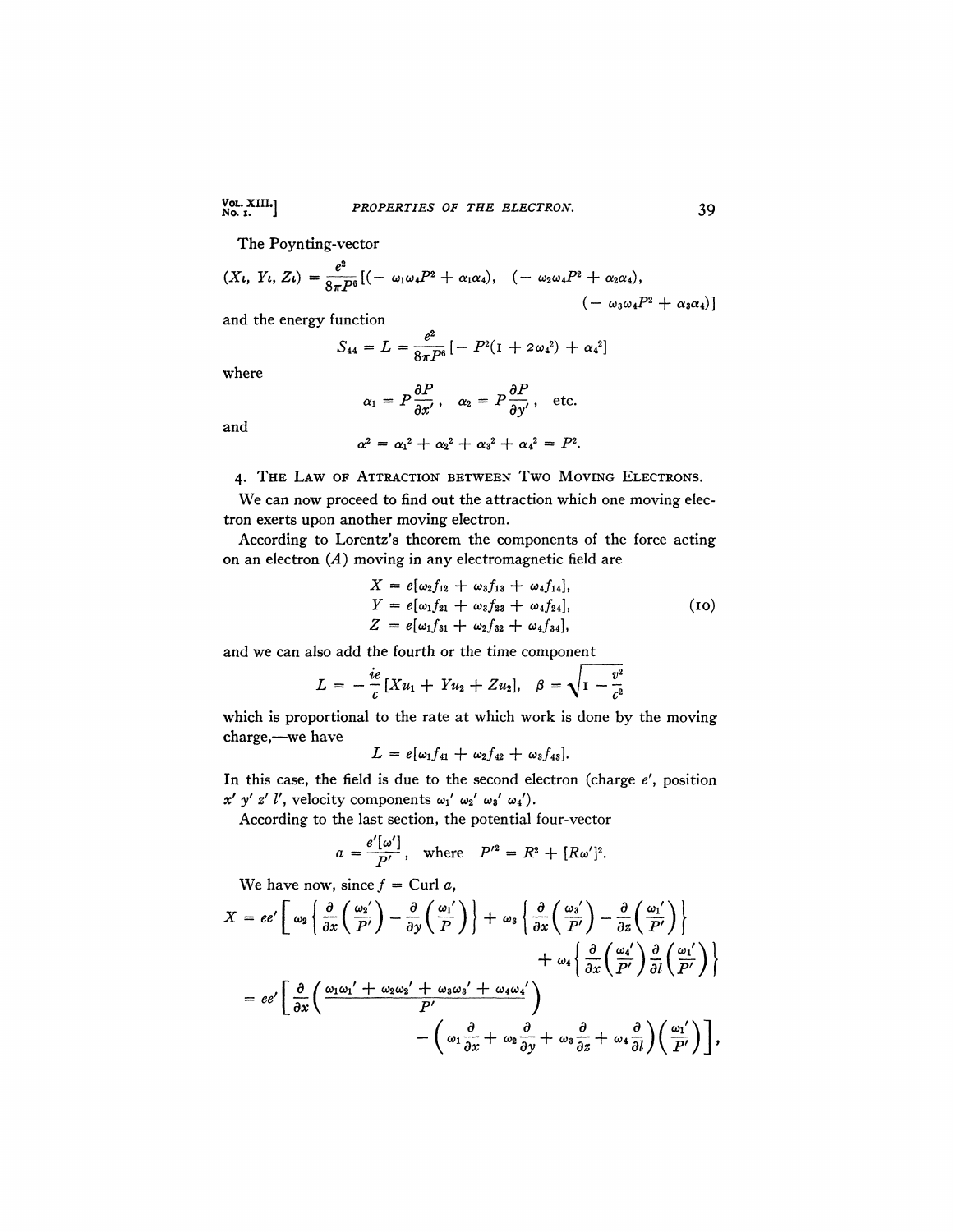The Poynting-vector

$$(X_l, Y_l, Z_l) = \frac{e^2}{8\pi P^6}[(-\omega_1\omega_4 P^2 + \alpha_1\alpha_4), \quad (-\omega_2\omega_4 P^2 + \alpha_2\alpha_4), \quad (-\omega_3\omega_4 P^2 + \alpha_3\alpha_4)]$$

and the energy function

$$S_{44} = L = \frac{e^2}{8\pi P^6}[-P^2(1 + 2\omega_4^2) + \alpha_4^2]$$

where

$$\alpha_1 = P\frac{\partial P}{\partial x'}, \quad \alpha_2 = P\frac{\partial P}{\partial y'}, \quad \text{etc.}$$

and

$$\alpha^2 = \alpha_1^2 + \alpha_2^2 + \alpha_3^2 + \alpha_4^2 = P^2.$$

## 4. The Law of Attraction between Two Moving Electrons.

We can now proceed to find out the attraction which one moving electron exerts upon another moving electron.

According to Lorentz's theorem the components of the force acting on an electron ($A$) moving in any electromagnetic field are

$$\begin{aligned} X &= e[\omega_2 f_{12} + \omega_3 f_{13} + \omega_4 f_{14}], \\ Y &= e[\omega_1 f_{21} + \omega_3 f_{23} + \omega_4 f_{24}], \\ Z &= e[\omega_1 f_{31} + \omega_2 f_{32} + \omega_4 f_{34}], \end{aligned} \tag{10}$$

and we can also add the fourth or the time component

$$L = -\frac{ie}{c}[Xu_1 + Yu_2 + Zu_3], \quad \beta = \sqrt{1 - \frac{v^2}{c^2}}$$

which is proportional to the rate at which work is done by the moving charge,—we have

$$L = e[\omega_1 f_{41} + \omega_2 f_{42} + \omega_3 f_{43}].$$

In this case, the field is due to the second electron (charge $e'$, position $x'$ $y'$ $z'$ $l'$, velocity components $\omega_1'$ $\omega_2'$ $\omega_3'$ $\omega_4'$).

According to the last section, the potential four-vector

$$a = \frac{e'[\omega']}{P'}, \quad \text{where} \quad P'^2 = R^2 + [R\omega']^2.$$

We have now, since $f = \text{Curl}\ a$,

$$\begin{aligned} X = ee'\Bigg[ &\omega_2\left\{\frac{\partial}{\partial x}\left(\frac{\omega_2'}{P'}\right) - \frac{\partial}{\partial y}\left(\frac{\omega_1'}{P}\right)\right\} + \omega_3\left\{\frac{\partial}{\partial x}\left(\frac{\omega_3'}{P'}\right) - \frac{\partial}{\partial z}\left(\frac{\omega_1'}{P'}\right)\right\} \\ &+ \omega_4\left\{\frac{\partial}{\partial x}\left(\frac{\omega_4'}{P'}\right)\frac{\partial}{\partial l}\left(\frac{\omega_1'}{P'}\right)\right\} \\ = ee'\Bigg[ &\frac{\partial}{\partial x}\left(\frac{\omega_1\omega_1' + \omega_2\omega_2' + \omega_3\omega_3' + \omega_4\omega_4'}{P'}\right) \\ &- \left(\omega_1\frac{\partial}{\partial x} + \omega_2\frac{\partial}{\partial y} + \omega_3\frac{\partial}{\partial z} + \omega_4\frac{\partial}{\partial l}\right)\left(\frac{\omega_1'}{P'}\right)\Bigg], \end{aligned}$$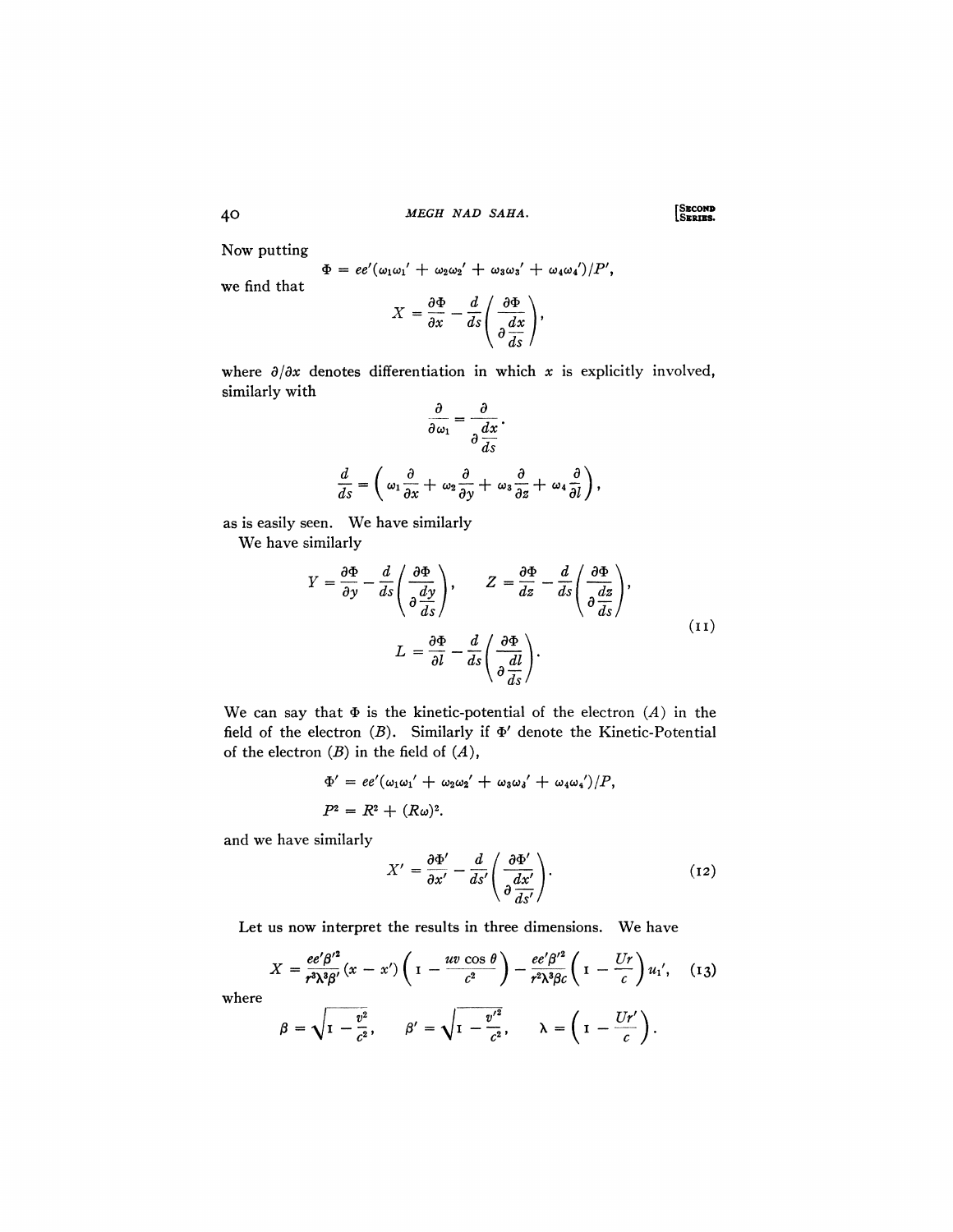Now putting

$$\Phi = ee'(\omega_1\omega_1' + \omega_2\omega_2' + \omega_3\omega_3' + \omega_4\omega_4')/P',$$

we find that

$$X = \frac{\partial \Phi}{\partial x} - \frac{d}{ds}\left(\frac{\partial \Phi}{\partial \frac{dx}{ds}}\right),$$

where $\partial/\partial x$ denotes differentiation in which $x$ is explicitly involved, similarly with

$$\frac{\partial}{\partial \omega_1} = \frac{\partial}{\partial \frac{dx}{ds}}.$$

$$\frac{d}{ds} = \left(\omega_1 \frac{\partial}{\partial x} + \omega_2 \frac{\partial}{\partial y} + \omega_3 \frac{\partial}{\partial z} + \omega_4 \frac{\partial}{\partial l}\right),$$

as is easily seen. We have similarly

We have similarly

$$Y = \frac{\partial \Phi}{\partial y} - \frac{d}{ds}\left(\frac{\partial \Phi}{\partial \frac{dy}{ds}}\right), \qquad Z = \frac{\partial \Phi}{dz} - \frac{d}{ds}\left(\frac{\partial \Phi}{\partial \frac{dz}{ds}}\right),$$

$$L = \frac{\partial \Phi}{\partial l} - \frac{d}{ds}\left(\frac{\partial \Phi}{\partial \frac{dl}{ds}}\right). \tag{11}$$

We can say that $\Phi$ is the kinetic-potential of the electron ($A$) in the field of the electron ($B$). Similarly if $\Phi'$ denote the Kinetic-Potential of the electron ($B$) in the field of ($A$),

$$\Phi' = ee'(\omega_1\omega_1' + \omega_2\omega_2' + \omega_3\omega_3' + \omega_4\omega_4')/P,$$

$$P^2 = R^2 + (R\omega)^2.$$

and we have similarly

$$X' = \frac{\partial \Phi'}{\partial x'} - \frac{d}{ds'}\left(\frac{\partial \Phi'}{\partial \frac{dx'}{ds'}}\right). \tag{12}$$

Let us now interpret the results in three dimensions. We have

$$X = \frac{ee'\beta'^2}{r^3\lambda^3\beta'}(x - x')\left(1 - \frac{uv\cos\theta}{c^2}\right) - \frac{ee'\beta'^2}{r^2\lambda^3\beta c}\left(1 - \frac{Ur}{c}\right)u_1', \tag{13}$$

where

$$\beta = \sqrt{1 - \frac{v^2}{c^2}}, \qquad \beta' = \sqrt{1 - \frac{v'^2}{c^2}}, \qquad \lambda = \left(1 - \frac{Ur'}{c}\right).$$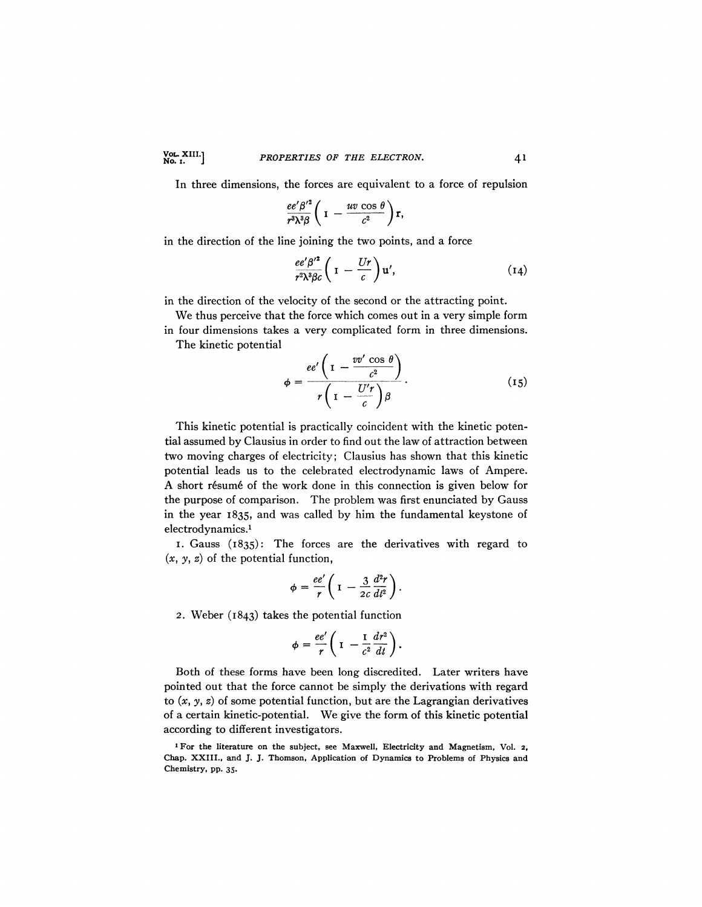In three dimensions, the forces are equivalent to a force of repulsion

$$\frac{ee'\beta'^2}{r^3\lambda^3\beta}\left(1 - \frac{uv \cos \theta}{c^2}\right)\mathbf{r},$$

in the direction of the line joining the two points, and a force

$$\frac{ee'\beta'^2}{r^2\lambda^3\beta c}\left(1 - \frac{Ur}{c}\right)\mathbf{u}', \tag{14}$$

in the direction of the velocity of the second or the attracting point.

We thus perceive that the force which comes out in a very simple form in four dimensions takes a very complicated form in three dimensions.

The kinetic potential

$$\phi = \frac{ee'\left(1 - \dfrac{vv' \cos \theta}{c^2}\right)}{r\left(1 - \dfrac{U'r}{c}\right)\beta}. \tag{15}$$

This kinetic potential is practically coincident with the kinetic potential assumed by Clausius in order to find out the law of attraction between two moving charges of electricity; Clausius has shown that this kinetic potential leads us to the celebrated electrodynamic laws of Ampere. A short résumé of the work done in this connection is given below for the purpose of comparison. The problem was first enunciated by Gauss in the year 1835, and was called by him the fundamental keystone of electrodynamics.[1]

1. Gauss (1835): The forces are the derivatives with regard to $(x, y, z)$ of the potential function,

$$\phi = \frac{ee'}{r}\left(1 - \frac{3}{2c}\frac{d^2r}{dt^2}\right).$$

2. Weber (1843) takes the potential function

$$\phi = \frac{ee'}{r}\left(1 - \frac{1}{c^2}\frac{dr^2}{dt}\right).$$

Both of these forms have been long discredited. Later writers have pointed out that the force cannot be simply the derivations with regard to $(x, y, z)$ of some potential function, but are the Lagrangian derivatives of a certain kinetic-potential. We give the form of this kinetic potential according to different investigators.

[1] For the literature on the subject, see Maxwell, Electricity and Magnetism, Vol. 2, Chap. XXIII., and J. J. Thomson, Application of Dynamics to Problems of Physics and Chemistry, pp. 35.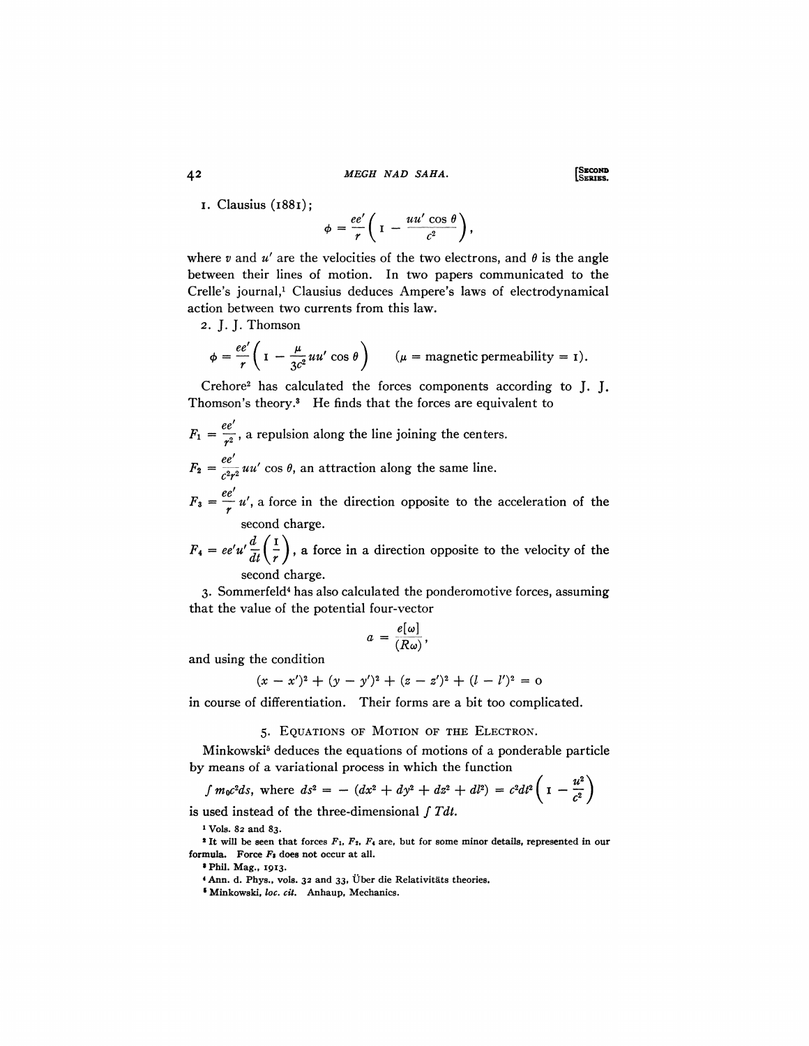1. Clausius (1881);

$$\phi = \frac{ee'}{r}\left(1 - \frac{uu'\cos\theta}{c^2}\right),$$

where $v$ and $u'$ are the velocities of the two electrons, and $\theta$ is the angle between their lines of motion. In two papers communicated to the Crelle's journal,[1] Clausius deduces Ampere's laws of electrodynamical action between two currents from this law.

2. J. J. Thomson

$$\phi = \frac{ee'}{r}\left(1 - \frac{\mu}{3c^2}uu'\cos\theta\right) \qquad (\mu = \text{magnetic permeability} = 1).$$

Crehore[2] has calculated the forces components according to J. J. Thomson's theory.[3] He finds that the forces are equivalent to

$F_1 = \dfrac{ee'}{r^2}$, a repulsion along the line joining the centers.

$F_2 = \dfrac{ee'}{c^2r^2}uu'\cos\theta$, an attraction along the same line.

$F_3 = \dfrac{ee'}{r}u'$, a force in the direction opposite to the acceleration of the second charge.

$F_4 = ee'u'\dfrac{d}{dt}\left(\dfrac{1}{r}\right)$, a force in a direction opposite to the velocity of the second charge.

3. Sommerfeld[4] has also calculated the ponderomotive forces, assuming that the value of the potential four-vector

$$a = \frac{e[\omega]}{(R\omega)},$$

and using the condition

$$(x - x')^2 + (y - y')^2 + (z - z')^2 + (l - l')^2 = 0$$

in course of differentiation. Their forms are a bit too complicated.

## 5. Equations of Motion of the Electron.

Minkowski[5] deduces the equations of motions of a ponderable particle by means of a variational process in which the function

$$\int m_0c^2ds, \text{ where } ds^2 = -(dx^2 + dy^2 + dz^2 + dl^2) = c^2dt^2\left(1 - \frac{u^2}{c^2}\right)$$

is used instead of the three-dimensional $\int T dt$.

[1] Vols. 82 and 83.

[2] It will be seen that forces $F_1$, $F_2$, $F_4$ are, but for some minor details, represented in our formula. Force $F_3$ does not occur at all.

[3] Phil. Mag., 1913.

[4] Ann. d. Phys., vols. 32 and 33, Über die Relativitäts theories.

[5] Minkowski, *loc. cit.* Anhaup, Mechanics.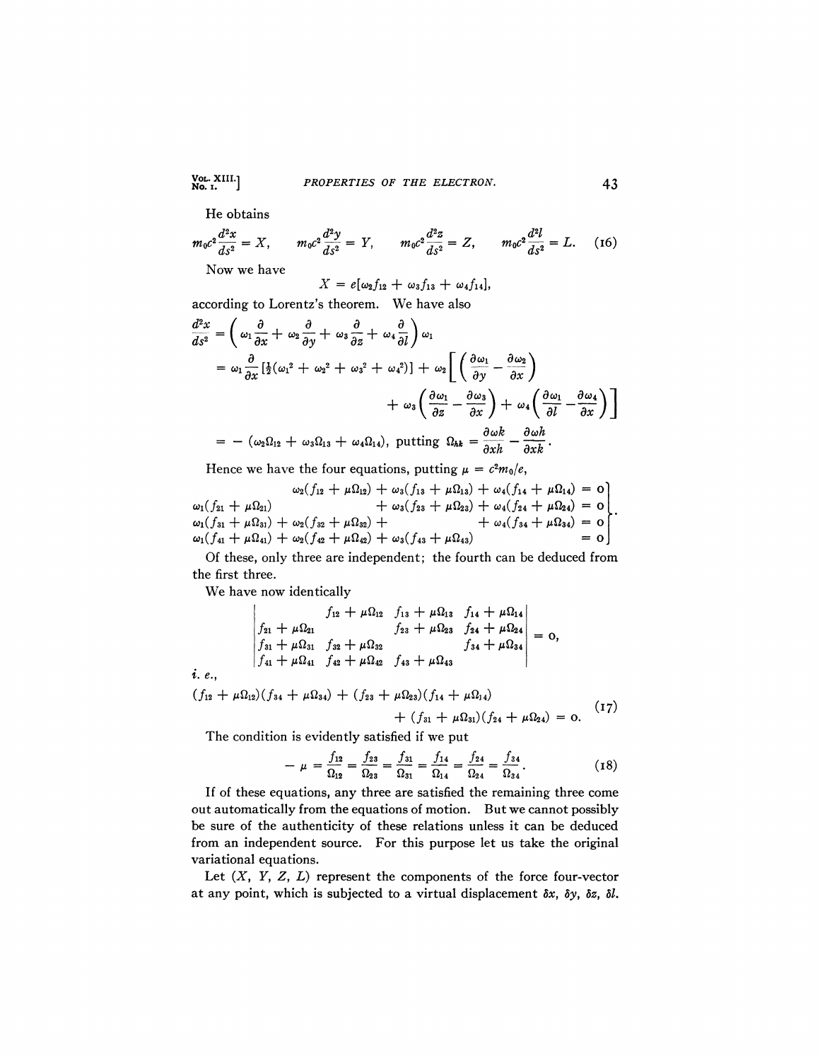He obtains

$$m_0c^2\frac{d^2x}{ds^2} = X, \qquad m_0c^2\frac{d^2y}{ds^2} = Y, \qquad m_0c^2\frac{d^2z}{ds^2} = Z, \qquad m_0c^2\frac{d^2l}{ds^2} = L. \tag{16}$$

Now we have

$$X = e[\omega_2 f_{12} + \omega_3 f_{13} + \omega_4 f_{14}],$$

according to Lorentz's theorem. We have also

$$\begin{aligned}\frac{d^2x}{ds^2} &= \left(\omega_1\frac{\partial}{\partial x} + \omega_2\frac{\partial}{\partial y} + \omega_3\frac{\partial}{\partial z} + \omega_4\frac{\partial}{\partial l}\right)\omega_1 \\ &= \omega_1\frac{\partial}{\partial x}\left[\tfrac{1}{2}(\omega_1^2 + \omega_2^2 + \omega_3^2 + \omega_4^2)\right] + \omega_2\left[\left(\frac{\partial\omega_1}{\partial y} - \frac{\partial\omega_2}{\partial x}\right)\right. \\ &\qquad\qquad \left. + \omega_3\left(\frac{\partial\omega_1}{\partial z} - \frac{\partial\omega_3}{\partial x}\right) + \omega_4\left(\frac{\partial\omega_1}{\partial l} - \frac{\partial\omega_4}{\partial x}\right)\right] \\ &= -(\omega_2\Omega_{12} + \omega_3\Omega_{13} + \omega_4\Omega_{14}), \text{ putting } \Omega_{hk} = \frac{\partial\omega k}{\partial xh} - \frac{\partial\omega h}{\partial xk}.\end{aligned}$$

Hence we have the four equations, putting $\mu = c^2m_0/e$,

$$\left.\begin{aligned} \omega_2(f_{12} + \mu\Omega_{12}) + \omega_3(f_{13} + \mu\Omega_{13}) + \omega_4(f_{14} + \mu\Omega_{14}) &= 0 \\ \omega_1(f_{21} + \mu\Omega_{21}) \qquad\qquad + \omega_3(f_{23} + \mu\Omega_{23}) + \omega_4(f_{24} + \mu\Omega_{24}) &= 0 \\ \omega_1(f_{31} + \mu\Omega_{31}) + \omega_2(f_{32} + \mu\Omega_{32}) + \qquad\qquad + \omega_4(f_{34} + \mu\Omega_{34}) &= 0 \\ \omega_1(f_{41} + \mu\Omega_{41}) + \omega_2(f_{42} + \mu\Omega_{42}) + \omega_3(f_{43} + \mu\Omega_{43}) \qquad\qquad &= 0 \end{aligned}\right\}.$$

Of these, only three are independent; the fourth can be deduced from the first three.

We have now identically

$$\begin{vmatrix} & f_{12} + \mu\Omega_{12} & f_{13} + \mu\Omega_{13} & f_{14} + \mu\Omega_{14} \\ f_{21} + \mu\Omega_{21} & & f_{23} + \mu\Omega_{23} & f_{24} + \mu\Omega_{24} \\ f_{31} + \mu\Omega_{31} & f_{32} + \mu\Omega_{32} & & f_{34} + \mu\Omega_{34} \\ f_{41} + \mu\Omega_{41} & f_{42} + \mu\Omega_{42} & f_{43} + \mu\Omega_{43} & \end{vmatrix} = 0,$$

*i. e.*,

$$(f_{12} + \mu\Omega_{12})(f_{34} + \mu\Omega_{34}) + (f_{23} + \mu\Omega_{23})(f_{14} + \mu\Omega_{14}) + (f_{31} + \mu\Omega_{31})(f_{24} + \mu\Omega_{24}) = 0. \tag{17}$$

The condition is evidently satisfied if we put

$$-\mu = \frac{f_{12}}{\Omega_{12}} = \frac{f_{23}}{\Omega_{23}} = \frac{f_{31}}{\Omega_{31}} = \frac{f_{14}}{\Omega_{14}} = \frac{f_{24}}{\Omega_{24}} = \frac{f_{34}}{\Omega_{34}}. \tag{18}$$

If of these equations, any three are satisfied the remaining three come out automatically from the equations of motion. But we cannot possibly be sure of the authenticity of these relations unless it can be deduced from an independent source. For this purpose let us take the original variational equations.

Let $(X, Y, Z, L)$ represent the components of the force four-vector at any point, which is subjected to a virtual displacement $\delta x$, $\delta y$, $\delta z$, $\delta l$.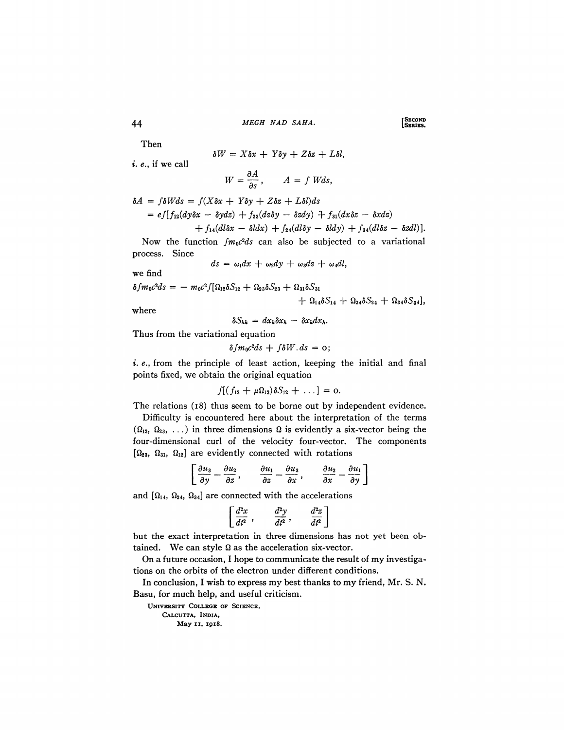Then

$$\delta W = X\delta x + Y\delta y + Z\delta z + L\delta l,$$

*i. e.*, if we call

$$W = \frac{\partial A}{\partial s}, \qquad A = \int W ds,$$

$$\begin{aligned}
\delta A &= \int \delta W ds = \int (X\delta x + Y\delta y + Z\delta z + L\delta l) ds \\
&= e\int [f_{12}(dy\delta x - \delta y dz) + f_{23}(dz\delta y - \delta z dy) + f_{31}(dx\delta z - \delta x dz) \\
&\qquad + f_{14}(dl\delta x - \delta l dx) + f_{24}(dl\delta y - \delta l dy) + f_{34}(dl\delta z - \delta z dl)].
\end{aligned}$$

Now the function $\int m_0 c^2 ds$ can also be subjected to a variational process. Since

$$ds = \omega_1 dx + \omega_2 dy + \omega_3 dz + \omega_4 dl,$$

we find

$$\begin{aligned}
\delta \int m_0 c^2 ds = &- m_0 c^2 \int [\Omega_{12}\delta S_{12} + \Omega_{23}\delta S_{23} + \Omega_{31}\delta S_{31} \\
&+ \Omega_{14}\delta S_{14} + \Omega_{24}\delta S_{24} + \Omega_{34}\delta S_{34}],
\end{aligned}$$

where

$$\delta S_{hk} = dx_k \delta x_h - \delta x_k dx_h.$$

Thus from the variational equation

$$\delta \int m_0 c^2 ds + \int \delta W . ds = 0;$$

*i. e.*, from the principle of least action, keeping the initial and final points fixed, we obtain the original equation

$$\int [(f_{12} + \mu \Omega_{12})\delta S_{12} + \ldots] = 0.$$

The relations (18) thus seem to be borne out by independent evidence.

Difficulty is encountered here about the interpretation of the terms ($\Omega_{12}$, $\Omega_{23}$, ...) in three dimensions $\Omega$ is evidently a six-vector being the four-dimensional curl of the velocity four-vector. The components [$\Omega_{23}$, $\Omega_{31}$, $\Omega_{12}$] are evidently connected with rotations

$$\left[ \frac{\partial u_3}{\partial y} - \frac{\partial u_2}{\partial z}, \qquad \frac{\partial u_1}{\partial z} - \frac{\partial u_3}{\partial x}, \qquad \frac{\partial u_2}{\partial x} - \frac{\partial u_1}{\partial y} \right]$$

and [$\Omega_{14}$, $\Omega_{24}$, $\Omega_{34}$] are connected with the accelerations

$$\left[ \frac{d^2 x}{dt^2}, \qquad \frac{d^2 y}{dt^2}, \qquad \frac{d^2 z}{dt^2} \right]$$

but the exact interpretation in three dimensions has not yet been obtained. We can style $\Omega$ as the acceleration six-vector.

On a future occasion, I hope to communicate the result of my investigations on the orbits of the electron under different conditions.

In conclusion, I wish to express my best thanks to my friend, Mr. S. N. Basu, for much help, and useful criticism.

University College of Science,
Calcutta, India,
May 11, 1918.